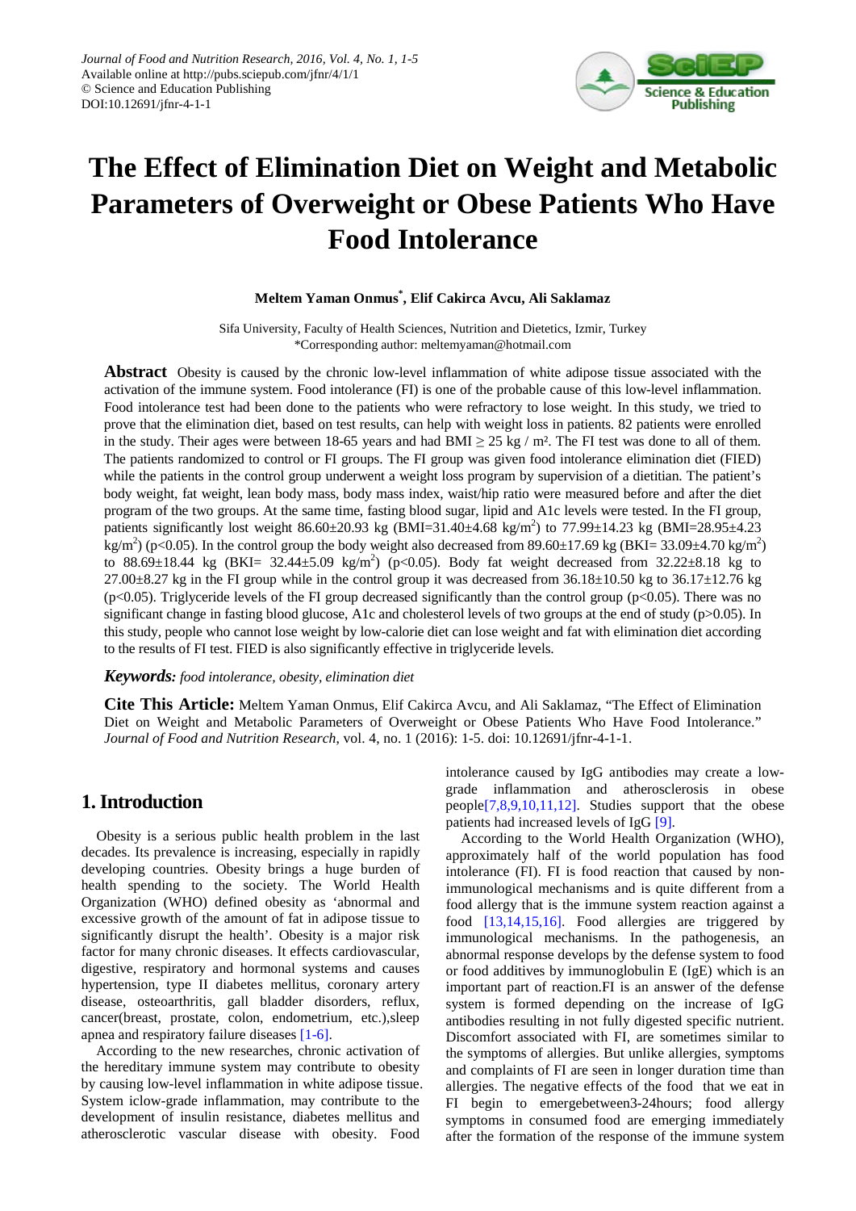# The Effect of Elimination Diet on Weight and Metabolic Parameters of Overweight or Obese Patients Who Have Food Intolerance

**Meltem Yaman Onmus*, Elif Cakirca Avcu, Ali Saklamaz**

Sifa University, Faculty of Health Sciences, Nutrition and Dietetics, Izmir, Turkey
*Corresponding author: meltemyaman@hotmail.com

**Abstract** Obesity is caused by the chronic low-level inflammation of white adipose tissue associated with the activation of the immune system. Food intolerance (FI) is one of the probable cause of this low-level inflammation. Food intolerance test had been done to the patients who were refractory to lose weight. In this study, we tried to prove that the elimination diet, based on test results, can help with weight loss in patients. 82 patients were enrolled in the study. Their ages were between 18-65 years and had BMI ≥ 25 kg / m². The FI test was done to all of them. The patients randomized to control or FI groups. The FI group was given food intolerance elimination diet (FIED) while the patients in the control group underwent a weight loss program by supervision of a dietitian. The patient's body weight, fat weight, lean body mass, body mass index, waist/hip ratio were measured before and after the diet program of the two groups. At the same time, fasting blood sugar, lipid and A1c levels were tested. In the FI group, patients significantly lost weight 86.60±20.93 kg (BMI=31.40±4.68 kg/m$^2$) to 77.99±14.23 kg (BMI=28.95±4.23 kg/m$^2$) ($p<0.05$). In the control group the body weight also decreased from 89.60±17.69 kg (BKI= 33.09±4.70 kg/m$^2$) to 88.69±18.44 kg (BKI= 32.44±5.09 kg/m$^2$) ($p<0.05$). Body fat weight decreased from 32.22±8.18 kg to 27.00±8.27 kg in the FI group while in the control group it was decreased from 36.18±10.50 kg to 36.17±12.76 kg ($p<0.05$). Triglyceride levels of the FI group decreased significantly than the control group ($p<0.05$). There was no significant change in fasting blood glucose, A1c and cholesterol levels of two groups at the end of study ($p>0.05$). In this study, people who cannot lose weight by low-calorie diet can lose weight and fat with elimination diet according to the results of FI test. FIED is also significantly effective in triglyceride levels.

***Keywords:*** *food intolerance, obesity, elimination diet*

**Cite This Article:** Meltem Yaman Onmus, Elif Cakirca Avcu, and Ali Saklamaz, "The Effect of Elimination Diet on Weight and Metabolic Parameters of Overweight or Obese Patients Who Have Food Intolerance." *Journal of Food and Nutrition Research*, vol. 4, no. 1 (2016): 1-5. doi: 10.12691/jfnr-4-1-1.

## 1. Introduction

Obesity is a serious public health problem in the last decades. Its prevalence is increasing, especially in rapidly developing countries. Obesity brings a huge burden of health spending to the society. The World Health Organization (WHO) defined obesity as 'abnormal and excessive growth of the amount of fat in adipose tissue to significantly disrupt the health'. Obesity is a major risk factor for many chronic diseases. It effects cardiovascular, digestive, respiratory and hormonal systems and causes hypertension, type II diabetes mellitus, coronary artery disease, osteoarthritis, gall bladder disorders, reflux, cancer(breast, prostate, colon, endometrium, etc.),sleep apnea and respiratory failure diseases [1-6].

According to the new researches, chronic activation of the hereditary immune system may contribute to obesity by causing low-level inflammation in white adipose tissue. System iclow-grade inflammation, may contribute to the development of insulin resistance, diabetes mellitus and atherosclerotic vascular disease with obesity. Food intolerance caused by IgG antibodies may create a low-grade inflammation and atherosclerosis in obese people[7,8,9,10,11,12]. Studies support that the obese patients had increased levels of IgG [9].

According to the World Health Organization (WHO), approximately half of the world population has food intolerance (FI). FI is food reaction that caused by non-immunological mechanisms and is quite different from a food allergy that is the immune system reaction against a food [13,14,15,16]. Food allergies are triggered by immunological mechanisms. In the pathogenesis, an abnormal response develops by the defense system to food or food additives by immunoglobulin E (IgE) which is an important part of reaction.FI is an answer of the defense system is formed depending on the increase of IgG antibodies resulting in not fully digested specific nutrient. Discomfort associated with FI, are sometimes similar to the symptoms of allergies. But unlike allergies, symptoms and complaints of FI are seen in longer duration time than allergies. The negative effects of the food that we eat in FI begin to emergebetween3-24hours; food allergy symptoms in consumed food are emerging immediately after the formation of the response of the immune system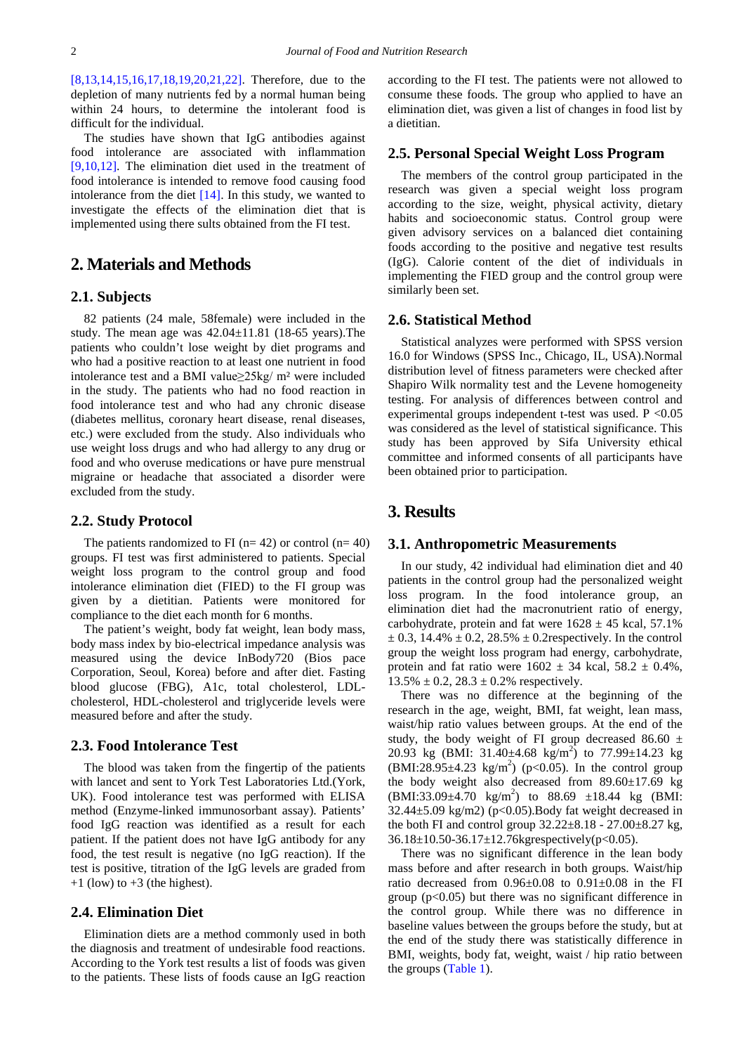[8,13,14,15,16,17,18,19,20,21,22]. Therefore, due to the depletion of many nutrients fed by a normal human being within 24 hours, to determine the intolerant food is difficult for the individual.

The studies have shown that IgG antibodies against food intolerance are associated with inflammation [9,10,12]. The elimination diet used in the treatment of food intolerance is intended to remove food causing food intolerance from the diet [14]. In this study, we wanted to investigate the effects of the elimination diet that is implemented using there sults obtained from the FI test.

## 2. Materials and Methods

### 2.1. Subjects

82 patients (24 male, 58female) were included in the study. The mean age was 42.04±11.81 (18-65 years).The patients who couldn't lose weight by diet programs and who had a positive reaction to at least one nutrient in food intolerance test and a BMI value≥25kg/ m² were included in the study. The patients who had no food reaction in food intolerance test and who had any chronic disease (diabetes mellitus, coronary heart disease, renal diseases, etc.) were excluded from the study. Also individuals who use weight loss drugs and who had allergy to any drug or food and who overuse medications or have pure menstrual migraine or headache that associated a disorder were excluded from the study.

### 2.2. Study Protocol

The patients randomized to FI (n= 42) or control (n= 40) groups. FI test was first administered to patients. Special weight loss program to the control group and food intolerance elimination diet (FIED) to the FI group was given by a dietitian. Patients were monitored for compliance to the diet each month for 6 months.

The patient's weight, body fat weight, lean body mass, body mass index by bio-electrical impedance analysis was measured using the device InBody720 (Bios pace Corporation, Seoul, Korea) before and after diet. Fasting blood glucose (FBG), A1c, total cholesterol, LDL-cholesterol, HDL-cholesterol and triglyceride levels were measured before and after the study.

### 2.3. Food Intolerance Test

The blood was taken from the fingertip of the patients with lancet and sent to York Test Laboratories Ltd.(York, UK). Food intolerance test was performed with ELISA method (Enzyme-linked immunosorbant assay). Patients' food IgG reaction was identified as a result for each patient. If the patient does not have IgG antibody for any food, the test result is negative (no IgG reaction). If the test is positive, titration of the IgG levels are graded from +1 (low) to +3 (the highest).

### 2.4. Elimination Diet

Elimination diets are a method commonly used in both the diagnosis and treatment of undesirable food reactions. According to the York test results a list of foods was given to the patients. These lists of foods cause an IgG reaction according to the FI test. The patients were not allowed to consume these foods. The group who applied to have an elimination diet, was given a list of changes in food list by a dietitian.

### 2.5. Personal Special Weight Loss Program

The members of the control group participated in the research was given a special weight loss program according to the size, weight, physical activity, dietary habits and socioeconomic status. Control group were given advisory services on a balanced diet containing foods according to the positive and negative test results (IgG). Calorie content of the diet of individuals in implementing the FIED group and the control group were similarly been set.

### 2.6. Statistical Method

Statistical analyzes were performed with SPSS version 16.0 for Windows (SPSS Inc., Chicago, IL, USA).Normal distribution level of fitness parameters were checked after Shapiro Wilk normality test and the Levene homogeneity testing. For analysis of differences between control and experimental groups independent t-test was used. $P < 0.05$ was considered as the level of statistical significance. This study has been approved by Sifa University ethical committee and informed consents of all participants have been obtained prior to participation.

## 3. Results

### 3.1. Anthropometric Measurements

In our study, 42 individual had elimination diet and 40 patients in the control group had the personalized weight loss program. In the food intolerance group, an elimination diet had the macronutrient ratio of energy, carbohydrate, protein and fat were 1628 ± 45 kcal, 57.1% ± 0.3, 14.4% ± 0.2, 28.5% ± 0.2respectively. In the control group the weight loss program had energy, carbohydrate, protein and fat ratio were 1602 ± 34 kcal, 58.2 ± 0.4%, 13.5% ± 0.2, 28.3 ± 0.2% respectively.

There was no difference at the beginning of the research in the age, weight, BMI, fat weight, lean mass, waist/hip ratio values between groups. At the end of the study, the body weight of FI group decreased 86.60 ± 20.93 kg (BMI: 31.40±4.68 kg/m$^2$) to 77.99±14.23 kg (BMI:28.95±4.23 kg/m$^2$) ($p<0.05$). In the control group the body weight also decreased from 89.60±17.69 kg (BMI:33.09±4.70 kg/m$^2$) to 88.69 ±18.44 kg (BMI: 32.44±5.09 kg/m2) ($p<0.05$).Body fat weight decreased in the both FI and control group 32.22±8.18 - 27.00±8.27 kg, 36.18±10.50-36.17±12.76kgrespectively($p<0.05$).

There was no significant difference in the lean body mass before and after research in both groups. Waist/hip ratio decreased from 0.96±0.08 to 0.91±0.08 in the FI group ($p<0.05$) but there was no significant difference in the control group. While there was no difference in baseline values between the groups before the study, but at the end of the study there was statistically difference in BMI, weights, body fat, weight, waist / hip ratio between the groups (Table 1).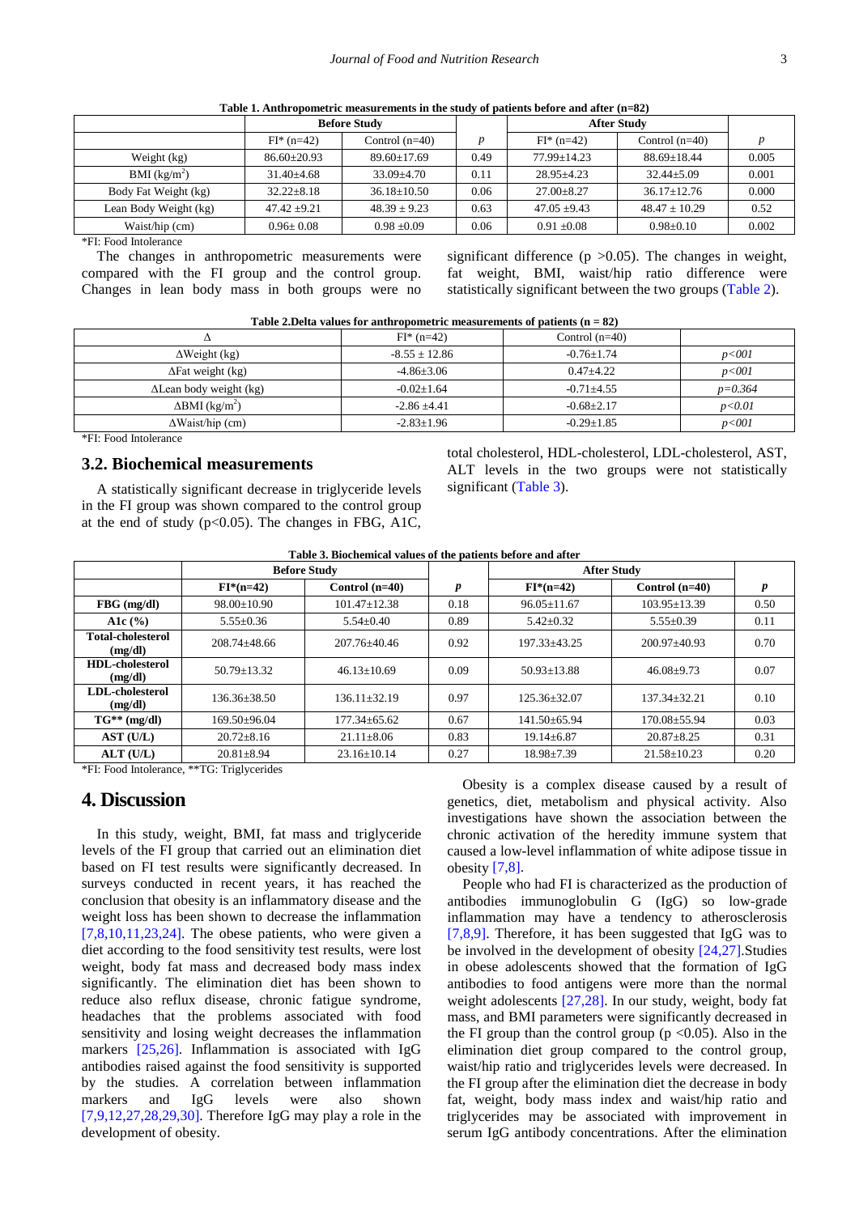**Table 1. Anthropometric measurements in the study of patients before and after (n=82)**

| | Before Study | | | After Study | | |
|---|---|---|---|---|---|---|
| | FI* (n=42) | Control (n=40) | *p* | FI* (n=42) | Control (n=40) | *p* |
| Weight (kg) | 86.60±20.93 | 89.60±17.69 | 0.49 | 77.99±14.23 | 88.69±18.44 | 0.005 |
| BMI (kg/m$^2$) | 31.40±4.68 | 33.09±4.70 | 0.11 | 28.95±4.23 | 32.44±5.09 | 0.001 |
| Body Fat Weight (kg) | 32.22±8.18 | 36.18±10.50 | 0.06 | 27.00±8.27 | 36.17±12.76 | 0.000 |
| Lean Body Weight (kg) | 47.42 ±9.21 | 48.39 ± 9.23 | 0.63 | 47.05 ±9.43 | 48.47 ± 10.29 | 0.52 |
| Waist/hip (cm) | 0.96± 0.08 | 0.98 ±0.09 | 0.06 | 0.91 ±0.08 | 0.98±0.10 | 0.002 |

*FI: Food Intolerance

The changes in anthropometric measurements were compared with the FI group and the control group. Changes in lean body mass in both groups were no significant difference ($p > 0.05$). The changes in weight, fat weight, BMI, waist/hip ratio difference were statistically significant between the two groups (Table 2).

**Table 2.Delta values for anthropometric measurements of patients (n = 82)**

| Δ | FI* (n=42) | Control (n=40) | |
|---|---|---|---|
| ΔWeight (kg) | -8.55 ± 12.86 | -0.76±1.74 | *p<001* |
| ΔFat weight (kg) | -4.86±3.06 | 0.47±4.22 | *p<001* |
| ΔLean body weight (kg) | -0.02±1.64 | -0.71±4.55 | *p=0.364* |
| ΔBMI (kg/m$^2$) | -2.86 ±4.41 | -0.68±2.17 | *p<0.01* |
| ΔWaist/hip (cm) | -2.83±1.96 | -0.29±1.85 | *p<001* |

*FI: Food Intolerance

### 3.2. Biochemical measurements

A statistically significant decrease in triglyceride levels in the FI group was shown compared to the control group at the end of study ($p<0.05$). The changes in FBG, A1C, total cholesterol, HDL-cholesterol, LDL-cholesterol, AST, ALT levels in the two groups were not statistically significant (Table 3).

**Table 3. Biochemical values of the patients before and after**

| | Before Study | | | After Study | | |
|---|---|---|---|---|---|---|
| | **FI*(n=42)** | **Control (n=40)** | ***p*** | **FI*(n=42)** | **Control (n=40)** | ***p*** |
| **FBG (mg/dl)** | 98.00±10.90 | 101.47±12.38 | 0.18 | 96.05±11.67 | 103.95±13.39 | 0.50 |
| **A1c (%)** | 5.55±0.36 | 5.54±0.40 | 0.89 | 5.42±0.32 | 5.55±0.39 | 0.11 |
| **Total-cholesterol (mg/dl)** | 208.74±48.66 | 207.76±40.46 | 0.92 | 197.33±43.25 | 200.97±40.93 | 0.70 |
| **HDL-cholesterol (mg/dl)** | 50.79±13.32 | 46.13±10.69 | 0.09 | 50.93±13.88 | 46.08±9.73 | 0.07 |
| **LDL-cholesterol (mg/dl)** | 136.36±38.50 | 136.11±32.19 | 0.97 | 125.36±32.07 | 137.34±32.21 | 0.10 |
| **TG** (mg/dl)** | 169.50±96.04 | 177.34±65.62 | 0.67 | 141.50±65.94 | 170.08±55.94 | 0.03 |
| **AST (U/L)** | 20.72±8.16 | 21.11±8.06 | 0.83 | 19.14±6.87 | 20.87±8.25 | 0.31 |
| **ALT (U/L)** | 20.81±8.94 | 23.16±10.14 | 0.27 | 18.98±7.39 | 21.58±10.23 | 0.20 |

*FI: Food Intolerance, **TG: Triglycerides

## 4. Discussion

In this study, weight, BMI, fat mass and triglyceride levels of the FI group that carried out an elimination diet based on FI test results were significantly decreased. In surveys conducted in recent years, it has reached the conclusion that obesity is an inflammatory disease and the weight loss has been shown to decrease the inflammation [7,8,10,11,23,24]. The obese patients, who were given a diet according to the food sensitivity test results, were lost weight, body fat mass and decreased body mass index significantly. The elimination diet has been shown to reduce also reflux disease, chronic fatigue syndrome, headaches that the problems associated with food sensitivity and losing weight decreases the inflammation markers [25,26]. Inflammation is associated with IgG antibodies raised against the food sensitivity is supported by the studies. A correlation between inflammation markers and IgG levels were also shown [7,9,12,27,28,29,30]. Therefore IgG may play a role in the development of obesity.

Obesity is a complex disease caused by a result of genetics, diet, metabolism and physical activity. Also investigations have shown the association between the chronic activation of the heredity immune system that caused a low-level inflammation of white adipose tissue in obesity [7,8].

People who had FI is characterized as the production of antibodies immunoglobulin G (IgG) so low-grade inflammation may have a tendency to atherosclerosis [7,8,9]. Therefore, it has been suggested that IgG was to be involved in the development of obesity [24,27].Studies in obese adolescents showed that the formation of IgG antibodies to food antigens were more than the normal weight adolescents [27,28]. In our study, weight, body fat mass, and BMI parameters were significantly decreased in the FI group than the control group ($p < 0.05$). Also in the elimination diet group compared to the control group, waist/hip ratio and triglycerides levels were decreased. In the FI group after the elimination diet the decrease in body fat, weight, body mass index and waist/hip ratio and triglycerides may be associated with improvement in serum IgG antibody concentrations. After the elimination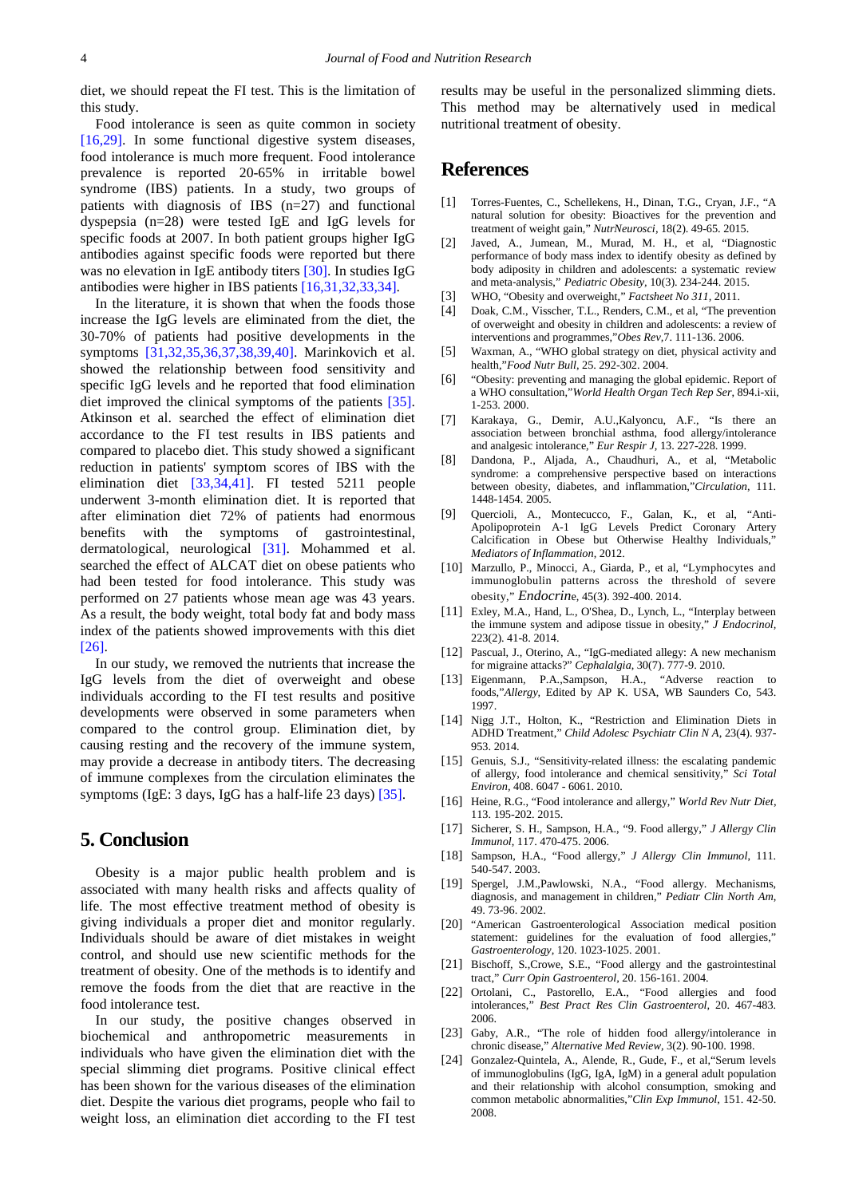diet, we should repeat the FI test. This is the limitation of this study.

Food intolerance is seen as quite common in society [16,29]. In some functional digestive system diseases, food intolerance is much more frequent. Food intolerance prevalence is reported 20-65% in irritable bowel syndrome (IBS) patients. In a study, two groups of patients with diagnosis of IBS (n=27) and functional dyspepsia (n=28) were tested IgE and IgG levels for specific foods at 2007. In both patient groups higher IgG antibodies against specific foods were reported but there was no elevation in IgE antibody titers [30]. In studies IgG antibodies were higher in IBS patients [16,31,32,33,34].

In the literature, it is shown that when the foods those increase the IgG levels are eliminated from the diet, the 30-70% of patients had positive developments in the symptoms [31,32,35,36,37,38,39,40]. Marinkovich et al. showed the relationship between food sensitivity and specific IgG levels and he reported that food elimination diet improved the clinical symptoms of the patients [35]. Atkinson et al. searched the effect of elimination diet accordance to the FI test results in IBS patients and compared to placebo diet. This study showed a significant reduction in patients' symptom scores of IBS with the elimination diet [33,34,41]. FI tested 5211 people underwent 3-month elimination diet. It is reported that after elimination diet 72% of patients had enormous benefits with the symptoms of gastrointestinal, dermatological, neurological [31]. Mohammed et al. searched the effect of ALCAT diet on obese patients who had been tested for food intolerance. This study was performed on 27 patients whose mean age was 43 years. As a result, the body weight, total body fat and body mass index of the patients showed improvements with this diet [26].

In our study, we removed the nutrients that increase the IgG levels from the diet of overweight and obese individuals according to the FI test results and positive developments were observed in some parameters when compared to the control group. Elimination diet, by causing resting and the recovery of the immune system, may provide a decrease in antibody titers. The decreasing of immune complexes from the circulation eliminates the symptoms (IgE: 3 days, IgG has a half-life 23 days) [35].

## 5. Conclusion

Obesity is a major public health problem and is associated with many health risks and affects quality of life. The most effective treatment method of obesity is giving individuals a proper diet and monitor regularly. Individuals should be aware of diet mistakes in weight control, and should use new scientific methods for the treatment of obesity. One of the methods is to identify and remove the foods from the diet that are reactive in the food intolerance test.

In our study, the positive changes observed in biochemical and anthropometric measurements in individuals who have given the elimination diet with the special slimming diet programs. Positive clinical effect has been shown for the various diseases of the elimination diet. Despite the various diet programs, people who fail to weight loss, an elimination diet according to the FI test results may be useful in the personalized slimming diets. This method may be alternatively used in medical nutritional treatment of obesity.

## References

[1] Torres-Fuentes, C., Schellekens, H., Dinan, T.G., Cryan, J.F., "A natural solution for obesity: Bioactives for the prevention and treatment of weight gain," *NutrNeurosci*, 18(2). 49-65. 2015.

[2] Javed, A., Jumean, M., Murad, M. H., et al, "Diagnostic performance of body mass index to identify obesity as defined by body adiposity in children and adolescents: a systematic review and meta-analysis," *Pediatric Obesity*, 10(3). 234-244. 2015.

[3] WHO, "Obesity and overweight," *Factsheet No 311*, 2011.

[4] Doak, C.M., Visscher, T.L., Renders, C.M., et al, "The prevention of overweight and obesity in children and adolescents: a review of interventions and programmes,"*Obes Rev*,7. 111-136. 2006.

[5] Waxman, A., "WHO global strategy on diet, physical activity and health,"*Food Nutr Bull*, 25. 292-302. 2004.

[6] "Obesity: preventing and managing the global epidemic. Report of a WHO consultation,"*World Health Organ Tech Rep Ser*, 894.i-xii, 1-253. 2000.

[7] Karakaya, G., Demir, A.U.,Kalyoncu, A.F., "Is there an association between bronchial asthma, food allergy/intolerance and analgesic intolerance," *Eur Respir J*, 13. 227-228. 1999.

[8] Dandona, P., Aljada, A., Chaudhuri, A., et al, "Metabolic syndrome: a comprehensive perspective based on interactions between obesity, diabetes, and inflammation,"*Circulation*, 111. 1448-1454. 2005.

[9] Quercioli, A., Montecucco, F., Galan, K., et al, "Anti-Apolipoprotein A-1 IgG Levels Predict Coronary Artery Calcification in Obese but Otherwise Healthy Individuals," *Mediators of Inflammation*, 2012.

[10] Marzullo, P., Minocci, A., Giarda, P., et al, "Lymphocytes and immunoglobulin patterns across the threshold of severe obesity," *Endocrine*, 45(3). 392-400. 2014.

[11] Exley, M.A., Hand, L., O'Shea, D., Lynch, L., "Interplay between the immune system and adipose tissue in obesity," *J Endocrinol*, 223(2). 41-8. 2014.

[12] Pascual, J., Oterino, A., "IgG-mediated allegy: A new mechanism for migraine attacks?" *Cephalalgia*, 30(7). 777-9. 2010.

[13] Eigenmann, P.A.,Sampson, H.A., "Adverse reaction to foods,"*Allergy*, Edited by AP K. USA, WB Saunders Co, 543. 1997.

[14] Nigg J.T., Holton, K., "Restriction and Elimination Diets in ADHD Treatment," *Child Adolesc Psychiatr Clin N A*, 23(4). 937-953. 2014.

[15] Genuis, S.J., "Sensitivity-related illness: the escalating pandemic of allergy, food intolerance and chemical sensitivity," *Sci Total Environ*, 408. 6047 - 6061. 2010.

[16] Heine, R.G., "Food intolerance and allergy," *World Rev Nutr Diet*, 113. 195-202. 2015.

[17] Sicherer, S. H., Sampson, H.A., "9. Food allergy," *J Allergy Clin Immunol*, 117. 470-475. 2006.

[18] Sampson, H.A., "Food allergy," *J Allergy Clin Immunol*, 111. 540-547. 2003.

[19] Spergel, J.M.,Pawlowski, N.A., "Food allergy. Mechanisms, diagnosis, and management in children," *Pediatr Clin North Am*, 49. 73-96. 2002.

[20] "American Gastroenterological Association medical position statement: guidelines for the evaluation of food allergies," *Gastroenterology*, 120. 1023-1025. 2001.

[21] Bischoff, S.,Crowe, S.E., "Food allergy and the gastrointestinal tract," *Curr Opin Gastroenterol*, 20. 156-161. 2004.

[22] Ortolani, C., Pastorello, E.A., "Food allergies and food intolerances," *Best Pract Res Clin Gastroenterol*, 20. 467-483. 2006.

[23] Gaby, A.R., "The role of hidden food allergy/intolerance in chronic disease," *Alternative Med Review*, 3(2). 90-100. 1998.

[24] Gonzalez-Quintela, A., Alende, R., Gude, F., et al,"Serum levels of immunoglobulins (IgG, IgA, IgM) in a general adult population and their relationship with alcohol consumption, smoking and common metabolic abnormalities,"*Clin Exp Immunol*, 151. 42-50. 2008.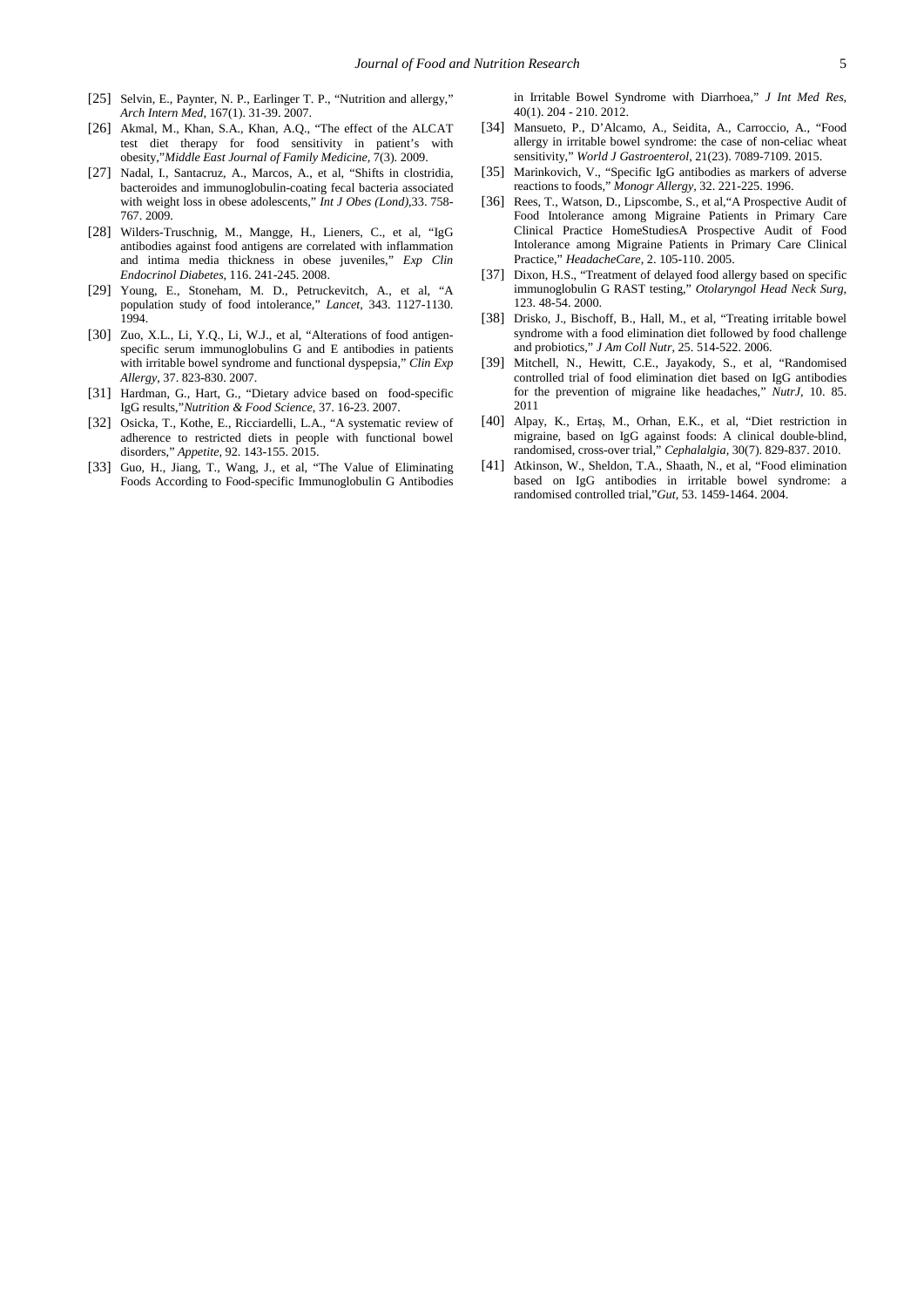[25] Selvin, E., Paynter, N. P., Earlinger T. P., "Nutrition and allergy," *Arch Intern Med*, 167(1). 31-39. 2007.

[26] Akmal, M., Khan, S.A., Khan, A.Q., "The effect of the ALCAT test diet therapy for food sensitivity in patient's with obesity,"*Middle East Journal of Family Medicine*, 7(3). 2009.

[27] Nadal, I., Santacruz, A., Marcos, A., et al, "Shifts in clostridia, bacteroides and immunoglobulin-coating fecal bacteria associated with weight loss in obese adolescents," *Int J Obes (Lond)*,33. 758-767. 2009.

[28] Wilders-Truschnig, M., Mangge, H., Lieners, C., et al, "IgG antibodies against food antigens are correlated with inflammation and intima media thickness in obese juveniles," *Exp Clin Endocrinol Diabetes*, 116. 241-245. 2008.

[29] Young, E., Stoneham, M. D., Petruckevitch, A., et al, "A population study of food intolerance," *Lancet*, 343. 1127-1130. 1994.

[30] Zuo, X.L., Li, Y.Q., Li, W.J., et al, "Alterations of food antigen-specific serum immunoglobulins G and E antibodies in patients with irritable bowel syndrome and functional dyspepsia," *Clin Exp Allergy*, 37. 823-830. 2007.

[31] Hardman, G., Hart, G., "Dietary advice based on food-specific IgG results,"*Nutrition & Food Science*, 37. 16-23. 2007.

[32] Osicka, T., Kothe, E., Ricciardelli, L.A., "A systematic review of adherence to restricted diets in people with functional bowel disorders," *Appetite*, 92. 143-155. 2015.

[33] Guo, H., Jiang, T., Wang, J., et al, "The Value of Eliminating Foods According to Food-specific Immunoglobulin G Antibodies in Irritable Bowel Syndrome with Diarrhoea," *J Int Med Res*, 40(1). 204 - 210. 2012.

[34] Mansueto, P., D'Alcamo, A., Seidita, A., Carroccio, A., "Food allergy in irritable bowel syndrome: the case of non-celiac wheat sensitivity," *World J Gastroenterol*, 21(23). 7089-7109. 2015.

[35] Marinkovich, V., "Specific IgG antibodies as markers of adverse reactions to foods," *Monogr Allergy*, 32. 221-225. 1996.

[36] Rees, T., Watson, D., Lipscombe, S., et al,"A Prospective Audit of Food Intolerance among Migraine Patients in Primary Care Clinical Practice HomeStudiesA Prospective Audit of Food Intolerance among Migraine Patients in Primary Care Clinical Practice," *HeadacheCare*, 2. 105-110. 2005.

[37] Dixon, H.S., "Treatment of delayed food allergy based on specific immunoglobulin G RAST testing," *Otolaryngol Head Neck Surg*, 123. 48-54. 2000.

[38] Drisko, J., Bischoff, B., Hall, M., et al, "Treating irritable bowel syndrome with a food elimination diet followed by food challenge and probiotics," *J Am Coll Nutr*, 25. 514-522. 2006.

[39] Mitchell, N., Hewitt, C.E., Jayakody, S., et al, "Randomised controlled trial of food elimination diet based on IgG antibodies for the prevention of migraine like headaches," *NutrJ*, 10. 85. 2011

[40] Alpay, K., Ertaş, M., Orhan, E.K., et al, "Diet restriction in migraine, based on IgG against foods: A clinical double-blind, randomised, cross-over trial," *Cephalalgia*, 30(7). 829-837. 2010.

[41] Atkinson, W., Sheldon, T.A., Shaath, N., et al, "Food elimination based on IgG antibodies in irritable bowel syndrome: a randomised controlled trial,"*Gut*, 53. 1459-1464. 2004.